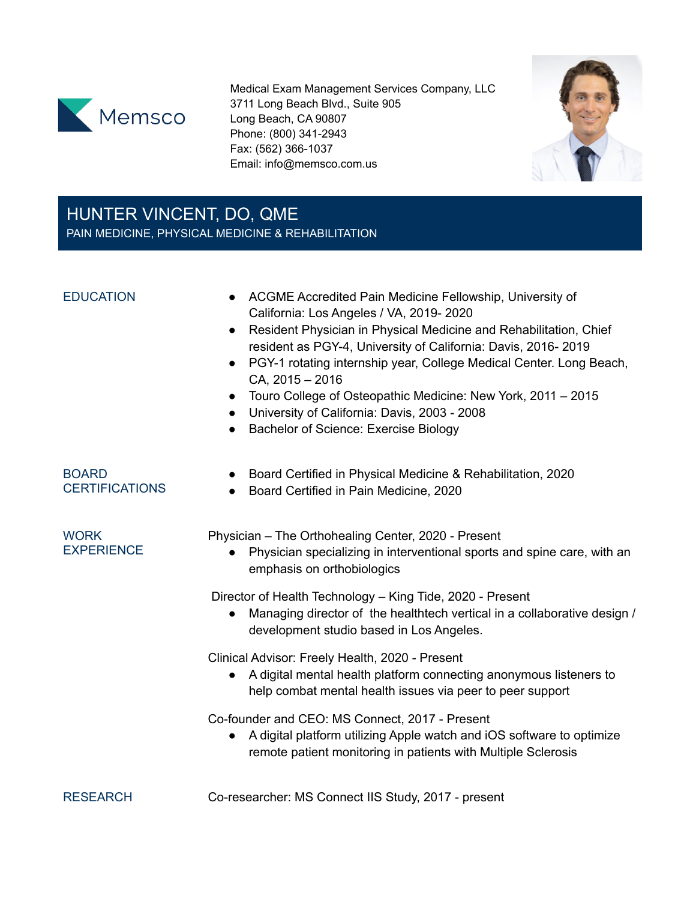Memsco

Medical Exam Management Services Company, LLC
3711 Long Beach Blvd., Suite 905
Long Beach, CA 90807
Phone: (800) 341-2943
Fax: (562) 366-1037
Email: info@memsco.com.us

# HUNTER VINCENT, DO, QME

PAIN MEDICINE, PHYSICAL MEDICINE & REHABILITATION

## EDUCATION

- ACGME Accredited Pain Medicine Fellowship, University of California: Los Angeles / VA, 2019- 2020
- Resident Physician in Physical Medicine and Rehabilitation, Chief resident as PGY-4, University of California: Davis, 2016- 2019
- PGY-1 rotating internship year, College Medical Center. Long Beach, CA, 2015 – 2016
- Touro College of Osteopathic Medicine: New York, 2011 – 2015
- University of California: Davis, 2003 - 2008
- Bachelor of Science: Exercise Biology

## BOARD CERTIFICATIONS

- Board Certified in Physical Medicine & Rehabilitation, 2020
- Board Certified in Pain Medicine, 2020

## WORK EXPERIENCE

Physician – The Orthohealing Center, 2020 - Present

- Physician specializing in interventional sports and spine care, with an emphasis on orthobiologics

Director of Health Technology – King Tide, 2020 - Present

- Managing director of the healthtech vertical in a collaborative design / development studio based in Los Angeles.

Clinical Advisor: Freely Health, 2020 - Present

- A digital mental health platform connecting anonymous listeners to help combat mental health issues via peer to peer support

Co-founder and CEO: MS Connect, 2017 - Present

- A digital platform utilizing Apple watch and iOS software to optimize remote patient monitoring in patients with Multiple Sclerosis

## RESEARCH

Co-researcher: MS Connect IIS Study, 2017 - present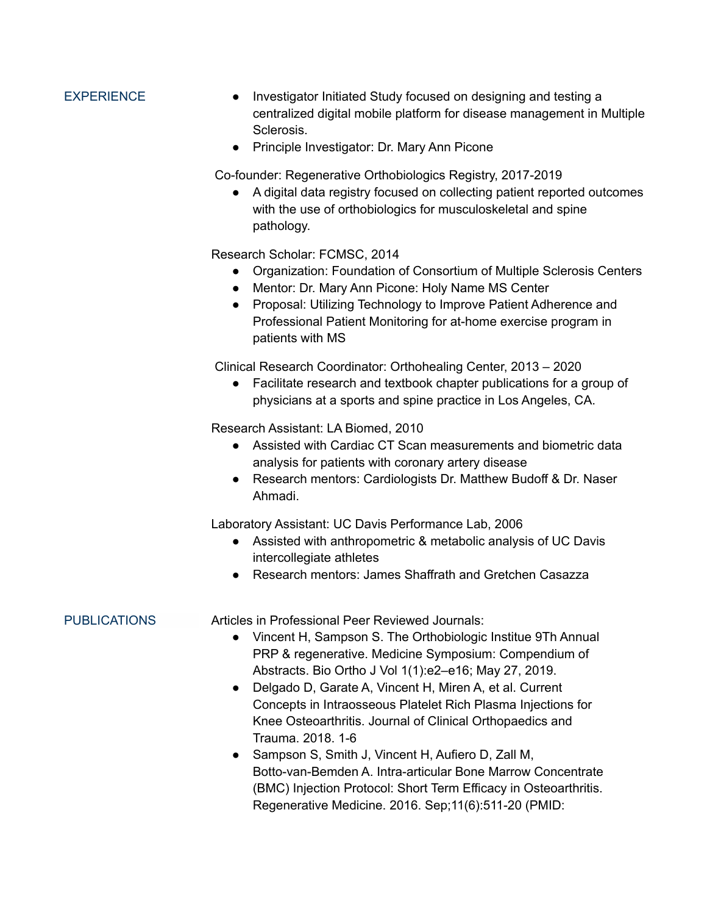## EXPERIENCE

- Investigator Initiated Study focused on designing and testing a centralized digital mobile platform for disease management in Multiple Sclerosis.
- Principle Investigator: Dr. Mary Ann Picone

Co-founder: Regenerative Orthobiologics Registry, 2017-2019

- A digital data registry focused on collecting patient reported outcomes with the use of orthobiologics for musculoskeletal and spine pathology.

Research Scholar: FCMSC, 2014

- Organization: Foundation of Consortium of Multiple Sclerosis Centers
- Mentor: Dr. Mary Ann Picone: Holy Name MS Center
- Proposal: Utilizing Technology to Improve Patient Adherence and Professional Patient Monitoring for at-home exercise program in patients with MS

Clinical Research Coordinator: Orthohealing Center, 2013 – 2020

- Facilitate research and textbook chapter publications for a group of physicians at a sports and spine practice in Los Angeles, CA.

Research Assistant: LA Biomed, 2010

- Assisted with Cardiac CT Scan measurements and biometric data analysis for patients with coronary artery disease
- Research mentors: Cardiologists Dr. Matthew Budoff & Dr. Naser Ahmadi.

Laboratory Assistant: UC Davis Performance Lab, 2006

- Assisted with anthropometric & metabolic analysis of UC Davis intercollegiate athletes
- Research mentors: James Shaffrath and Gretchen Casazza

## PUBLICATIONS

Articles in Professional Peer Reviewed Journals:

- Vincent H, Sampson S. The Orthobiologic Institue 9Th Annual PRP & regenerative. Medicine Symposium: Compendium of Abstracts. Bio Ortho J Vol 1(1):e2–e16; May 27, 2019.
- Delgado D, Garate A, Vincent H, Miren A, et al. Current Concepts in Intraosseous Platelet Rich Plasma Injections for Knee Osteoarthritis. Journal of Clinical Orthopaedics and Trauma. 2018. 1-6
- Sampson S, Smith J, Vincent H, Aufiero D, Zall M, Botto-van-Bemden A. Intra-articular Bone Marrow Concentrate (BMC) Injection Protocol: Short Term Efficacy in Osteoarthritis. Regenerative Medicine. 2016. Sep;11(6):511-20 (PMID: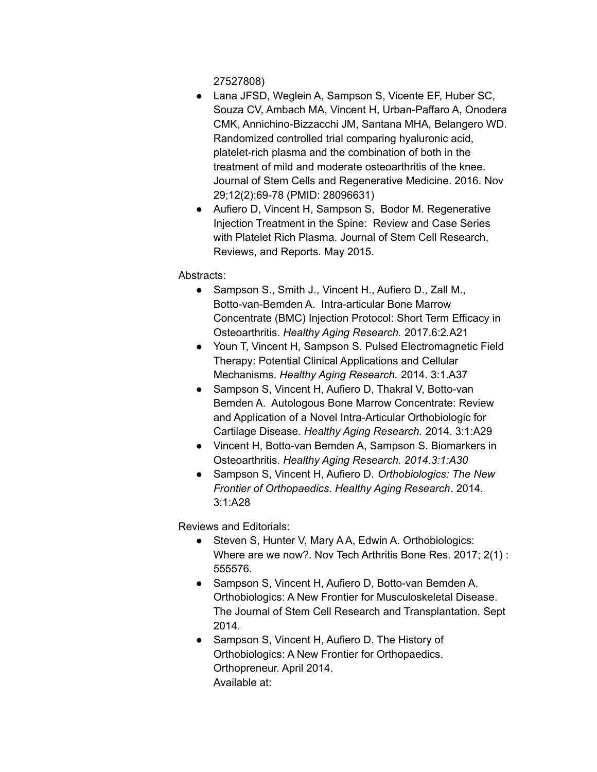27527808)

- Lana JFSD, Weglein A, Sampson S, Vicente EF, Huber SC, Souza CV, Ambach MA, Vincent H, Urban-Paffaro A, Onodera CMK, Annichino-Bizzacchi JM, Santana MHA, Belangero WD. Randomized controlled trial comparing hyaluronic acid, platelet-rich plasma and the combination of both in the treatment of mild and moderate osteoarthritis of the knee. Journal of Stem Cells and Regenerative Medicine. 2016. Nov 29;12(2):69-78 (PMID: 28096631)
- Aufiero D, Vincent H, Sampson S, Bodor M. Regenerative Injection Treatment in the Spine: Review and Case Series with Platelet Rich Plasma. Journal of Stem Cell Research, Reviews, and Reports. May 2015.

Abstracts:

- Sampson S., Smith J., Vincent H., Aufiero D., Zall M., Botto-van-Bemden A. Intra-articular Bone Marrow Concentrate (BMC) Injection Protocol: Short Term Efficacy in Osteoarthritis. *Healthy Aging Research.* 2017.6:2.A21
- Youn T, Vincent H, Sampson S. Pulsed Electromagnetic Field Therapy: Potential Clinical Applications and Cellular Mechanisms. *Healthy Aging Research.* 2014. 3:1.A37
- Sampson S, Vincent H, Aufiero D, Thakral V, Botto-van Bemden A. Autologous Bone Marrow Concentrate: Review and Application of a Novel Intra-Articular Orthobiologic for Cartilage Disease*. Healthy Aging Research.* 2014. 3:1:A29
- Vincent H, Botto-van Bemden A, Sampson S. Biomarkers in Osteoarthritis. *Healthy Aging Research. 2014.3:1:A30*
- Sampson S, Vincent H, Aufiero D. *Orthobiologics: The New Frontier of Orthopaedics. Healthy Aging Research*. 2014. 3:1:A28

Reviews and Editorials:

- Steven S, Hunter V, Mary A A, Edwin A. Orthobiologics: Where are we now?. Nov Tech Arthritis Bone Res. 2017; 2(1) : 555576.
- Sampson S, Vincent H, Aufiero D, Botto-van Bemden A. Orthobiologics: A New Frontier for Musculoskeletal Disease. The Journal of Stem Cell Research and Transplantation. Sept 2014.
- Sampson S, Vincent H, Aufiero D. The History of Orthobiologics: A New Frontier for Orthopaedics. Orthopreneur. April 2014.
  Available at: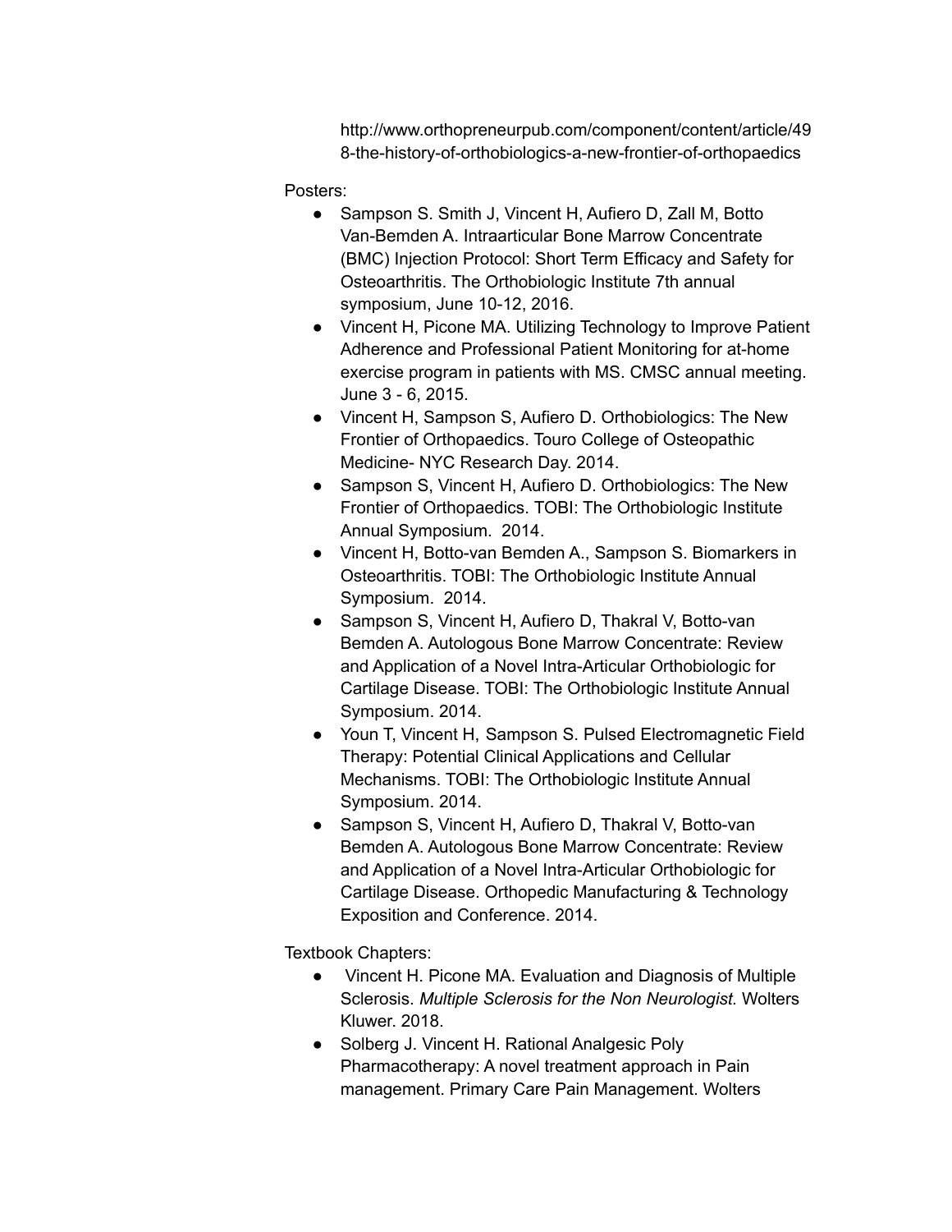http://www.orthopreneurpub.com/component/content/article/498-the-history-of-orthobiologics-a-new-frontier-of-orthopaedics

Posters:

- Sampson S. Smith J, Vincent H, Aufiero D, Zall M, Botto Van-Bemden A. Intraarticular Bone Marrow Concentrate (BMC) Injection Protocol: Short Term Efficacy and Safety for Osteoarthritis. The Orthobiologic Institute 7th annual symposium, June 10-12, 2016.
- Vincent H, Picone MA. Utilizing Technology to Improve Patient Adherence and Professional Patient Monitoring for at-home exercise program in patients with MS. CMSC annual meeting. June 3 - 6, 2015.
- Vincent H, Sampson S, Aufiero D. Orthobiologics: The New Frontier of Orthopaedics. Touro College of Osteopathic Medicine- NYC Research Day. 2014.
- Sampson S, Vincent H, Aufiero D. Orthobiologics: The New Frontier of Orthopaedics. TOBI: The Orthobiologic Institute Annual Symposium. 2014.
- Vincent H, Botto-van Bemden A., Sampson S. Biomarkers in Osteoarthritis. TOBI: The Orthobiologic Institute Annual Symposium. 2014.
- Sampson S, Vincent H, Aufiero D, Thakral V, Botto-van Bemden A. Autologous Bone Marrow Concentrate: Review and Application of a Novel Intra-Articular Orthobiologic for Cartilage Disease. TOBI: The Orthobiologic Institute Annual Symposium. 2014.
- Youn T, Vincent H, Sampson S. Pulsed Electromagnetic Field Therapy: Potential Clinical Applications and Cellular Mechanisms. TOBI: The Orthobiologic Institute Annual Symposium. 2014.
- Sampson S, Vincent H, Aufiero D, Thakral V, Botto-van Bemden A. Autologous Bone Marrow Concentrate: Review and Application of a Novel Intra-Articular Orthobiologic for Cartilage Disease. Orthopedic Manufacturing & Technology Exposition and Conference. 2014.

Textbook Chapters:

- Vincent H. Picone MA. Evaluation and Diagnosis of Multiple Sclerosis. *Multiple Sclerosis for the Non Neurologist.* Wolters Kluwer. 2018.
- Solberg J. Vincent H. Rational Analgesic Poly Pharmacotherapy: A novel treatment approach in Pain management. Primary Care Pain Management. Wolters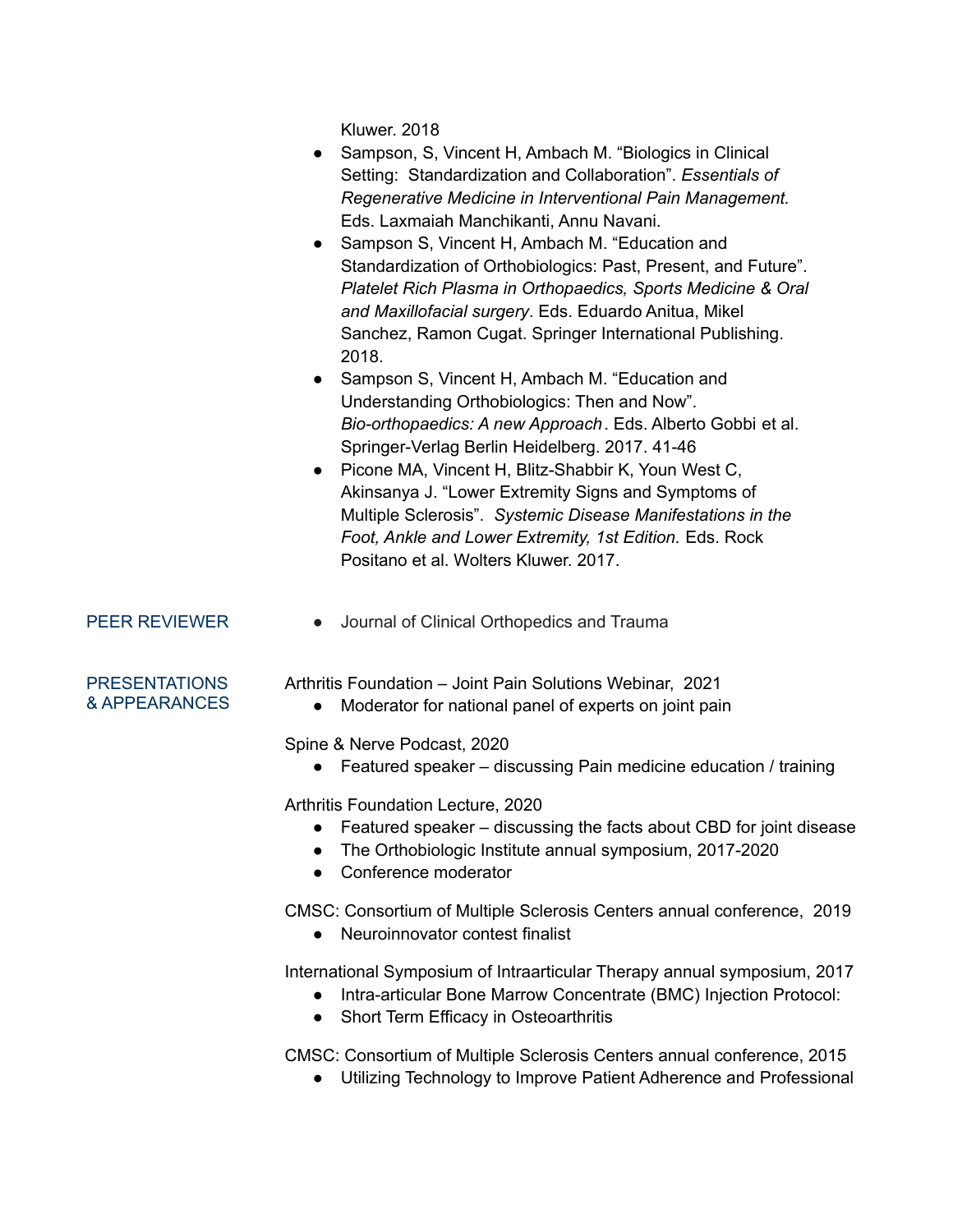Kluwer. 2018

- Sampson, S, Vincent H, Ambach M. "Biologics in Clinical Setting: Standardization and Collaboration". *Essentials of Regenerative Medicine in Interventional Pain Management.* Eds. Laxmaiah Manchikanti, Annu Navani.
- Sampson S, Vincent H, Ambach M. "Education and Standardization of Orthobiologics: Past, Present, and Future". *Platelet Rich Plasma in Orthopaedics, Sports Medicine & Oral and Maxillofacial surgery*. Eds. Eduardo Anitua, Mikel Sanchez, Ramon Cugat. Springer International Publishing. 2018.
- Sampson S, Vincent H, Ambach M. "Education and Understanding Orthobiologics: Then and Now". *Bio-orthopaedics: A new Approach*. Eds. Alberto Gobbi et al. Springer-Verlag Berlin Heidelberg. 2017. 41-46
- Picone MA, Vincent H, Blitz-Shabbir K, Youn West C, Akinsanya J. "Lower Extremity Signs and Symptoms of Multiple Sclerosis". *Systemic Disease Manifestations in the Foot, Ankle and Lower Extremity, 1st Edition.* Eds. Rock Positano et al. Wolters Kluwer. 2017.

## PEER REVIEWER

- Journal of Clinical Orthopedics and Trauma

## PRESENTATIONS & APPEARANCES

Arthritis Foundation – Joint Pain Solutions Webinar, 2021

- Moderator for national panel of experts on joint pain

Spine & Nerve Podcast, 2020

- Featured speaker – discussing Pain medicine education / training

Arthritis Foundation Lecture, 2020

- Featured speaker – discussing the facts about CBD for joint disease
- The Orthobiologic Institute annual symposium, 2017-2020
- Conference moderator

CMSC: Consortium of Multiple Sclerosis Centers annual conference, 2019

- Neuroinnovator contest finalist

International Symposium of Intraarticular Therapy annual symposium, 2017

- Intra-articular Bone Marrow Concentrate (BMC) Injection Protocol:
- Short Term Efficacy in Osteoarthritis

CMSC: Consortium of Multiple Sclerosis Centers annual conference, 2015

- Utilizing Technology to Improve Patient Adherence and Professional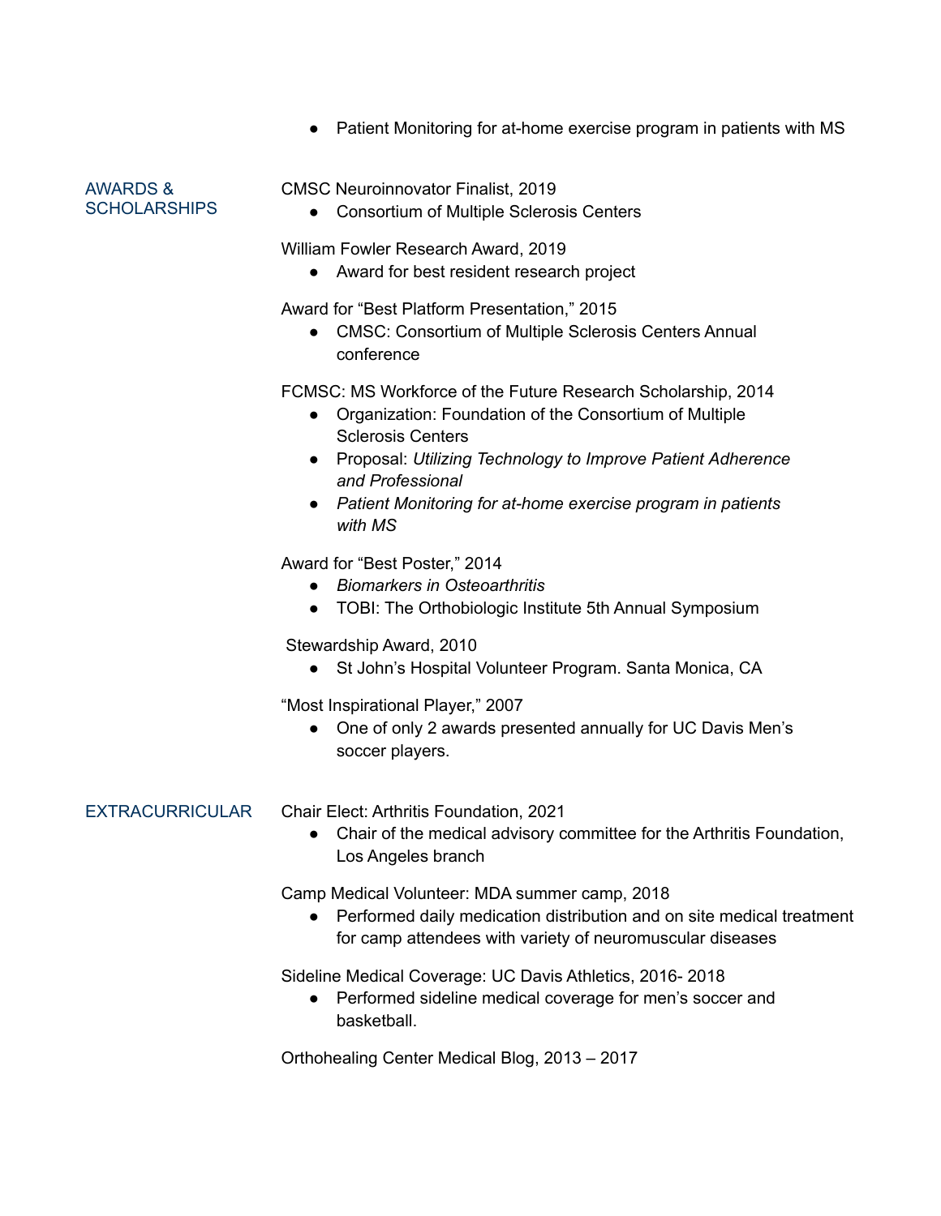- Patient Monitoring for at-home exercise program in patients with MS

## AWARDS & SCHOLARSHIPS

CMSC Neuroinnovator Finalist, 2019

- Consortium of Multiple Sclerosis Centers

William Fowler Research Award, 2019

- Award for best resident research project

Award for "Best Platform Presentation," 2015

- CMSC: Consortium of Multiple Sclerosis Centers Annual conference

FCMSC: MS Workforce of the Future Research Scholarship, 2014

- Organization: Foundation of the Consortium of Multiple Sclerosis Centers
- Proposal: *Utilizing Technology to Improve Patient Adherence and Professional*
- *Patient Monitoring for at-home exercise program in patients with MS*

Award for "Best Poster," 2014

- *Biomarkers in Osteoarthritis*
- TOBI: The Orthobiologic Institute 5th Annual Symposium

Stewardship Award, 2010

- St John's Hospital Volunteer Program. Santa Monica, CA

"Most Inspirational Player," 2007

- One of only 2 awards presented annually for UC Davis Men's soccer players.

## EXTRACURRICULAR

Chair Elect: Arthritis Foundation, 2021

- Chair of the medical advisory committee for the Arthritis Foundation, Los Angeles branch

Camp Medical Volunteer: MDA summer camp, 2018

- Performed daily medication distribution and on site medical treatment for camp attendees with variety of neuromuscular diseases

Sideline Medical Coverage: UC Davis Athletics, 2016- 2018

- Performed sideline medical coverage for men's soccer and basketball.

Orthohealing Center Medical Blog, 2013 – 2017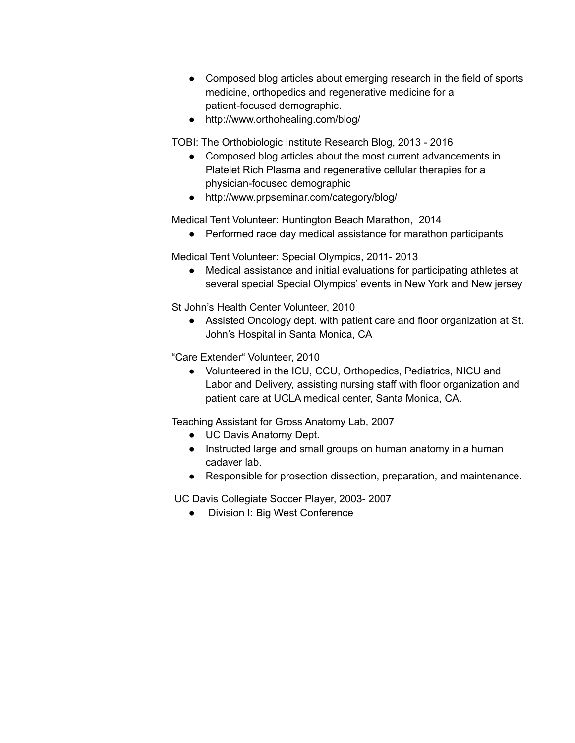- Composed blog articles about emerging research in the field of sports medicine, orthopedics and regenerative medicine for a patient-focused demographic.
- http://www.orthohealing.com/blog/

TOBI: The Orthobiologic Institute Research Blog, 2013 - 2016

- Composed blog articles about the most current advancements in Platelet Rich Plasma and regenerative cellular therapies for a physician-focused demographic
- http://www.prpseminar.com/category/blog/

Medical Tent Volunteer: Huntington Beach Marathon, 2014

- Performed race day medical assistance for marathon participants

Medical Tent Volunteer: Special Olympics, 2011- 2013

- Medical assistance and initial evaluations for participating athletes at several special Special Olympics' events in New York and New jersey

St John's Health Center Volunteer, 2010

- Assisted Oncology dept. with patient care and floor organization at St. John's Hospital in Santa Monica, CA

"Care Extender" Volunteer, 2010

- Volunteered in the ICU, CCU, Orthopedics, Pediatrics, NICU and Labor and Delivery, assisting nursing staff with floor organization and patient care at UCLA medical center, Santa Monica, CA.

Teaching Assistant for Gross Anatomy Lab, 2007

- UC Davis Anatomy Dept.
- Instructed large and small groups on human anatomy in a human cadaver lab.
- Responsible for prosection dissection, preparation, and maintenance.

UC Davis Collegiate Soccer Player, 2003- 2007

- Division I: Big West Conference